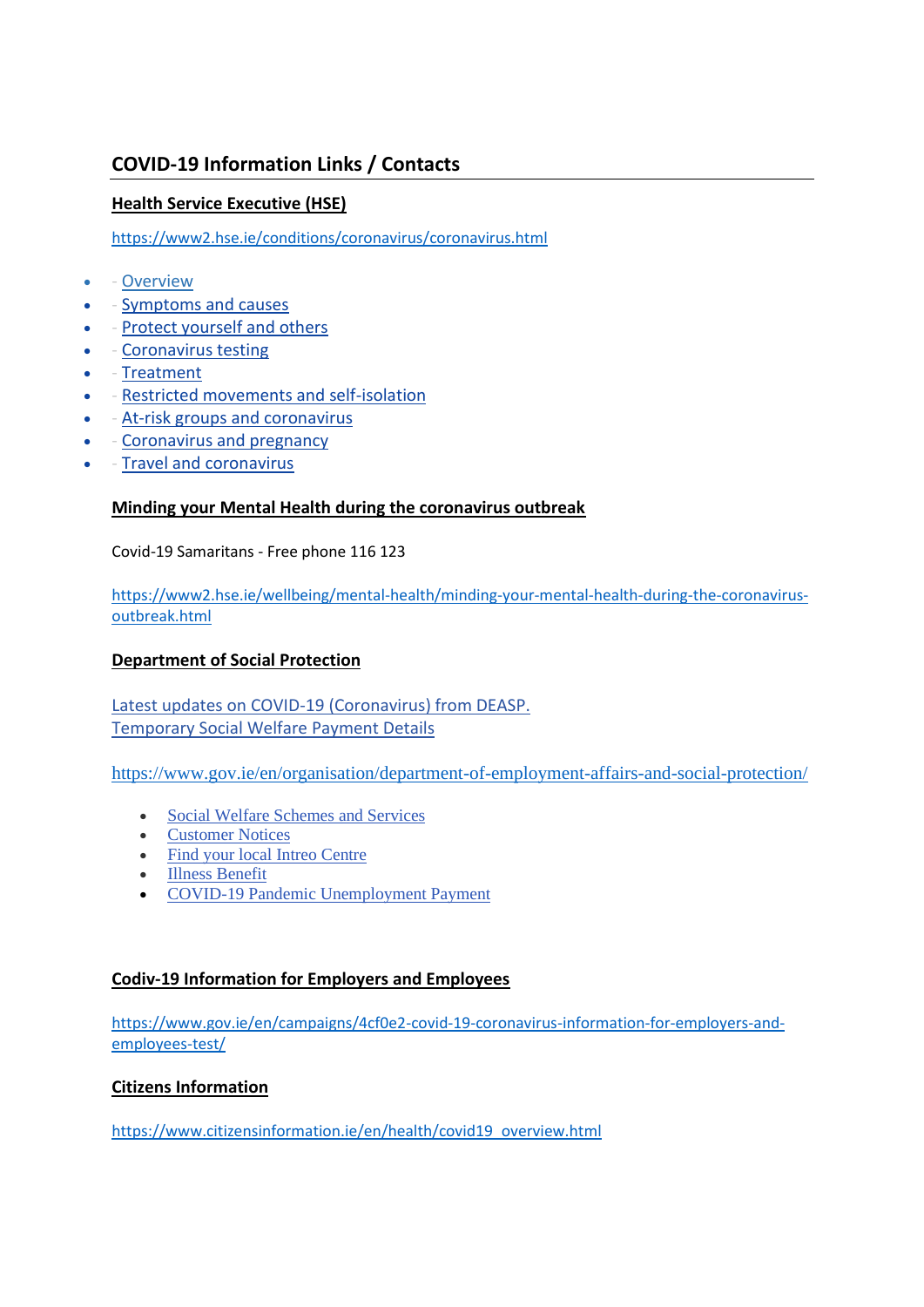## COVID-19 Information Links / Contacts

### Health Service Executive (HSE)

https://www2.hse.ie/conditions/coronavirus/coronavirus.html

- - Overview
- - Symptoms and causes
- - Protect yourself and others
- - Coronavirus testing
- - Treatment
- - Restricted movements and self-isolation
- - At-risk groups and coronavirus
- - Coronavirus and pregnancy
- - Travel and coronavirus

### Minding your Mental Health during the coronavirus outbreak

Covid-19 Samaritans - Free phone 116 123

https://www2.hse.ie/wellbeing/mental-health/minding-your-mental-health-during-the-coronavirus-outbreak.html

### Department of Social Protection

Latest updates on COVID-19 (Coronavirus) from DEASP.
Temporary Social Welfare Payment Details

https://www.gov.ie/en/organisation/department-of-employment-affairs-and-social-protection/

- Social Welfare Schemes and Services
- Customer Notices
- Find your local Intreo Centre
- Illness Benefit
- COVID-19 Pandemic Unemployment Payment

### Codiv-19 Information for Employers and Employees

https://www.gov.ie/en/campaigns/4cf0e2-covid-19-coronavirus-information-for-employers-and-employees-test/

### Citizens Information

https://www.citizensinformation.ie/en/health/covid19_overview.html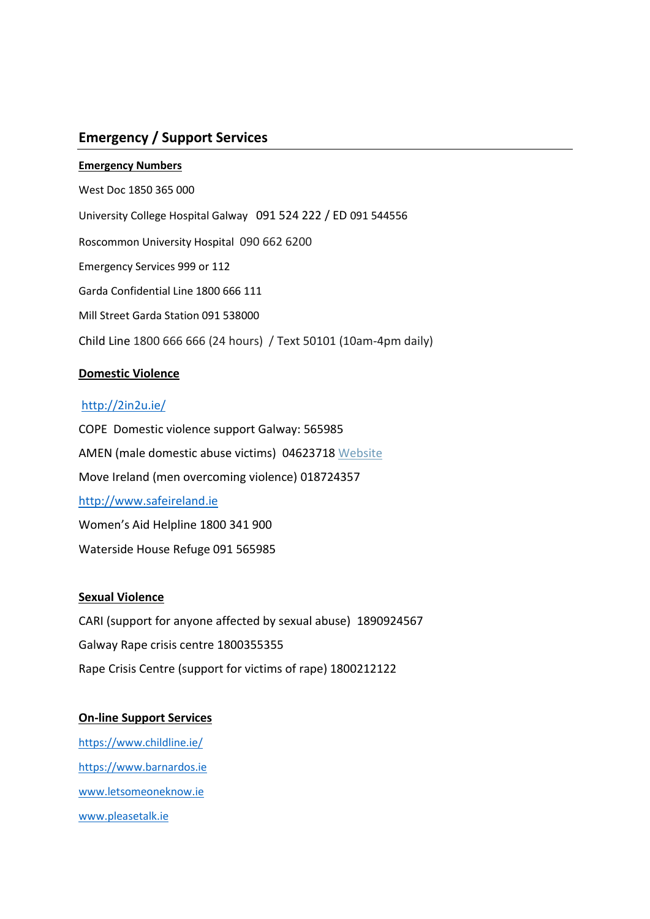## Emergency / Support Services

**Emergency Numbers**

West Doc 1850 365 000

University College Hospital Galway 091 524 222 / ED 091 544556

Roscommon University Hospital 090 662 6200

Emergency Services 999 or 112

Garda Confidential Line 1800 666 111

Mill Street Garda Station 091 538000

Child Line 1800 666 666 (24 hours) / Text 50101 (10am-4pm daily)

**Domestic Violence**

http://2in2u.ie/

COPE Domestic violence support Galway: 565985

AMEN (male domestic abuse victims) 04623718 Website

Move Ireland (men overcoming violence) 018724357

http://www.safeireland.ie

Women's Aid Helpline 1800 341 900

Waterside House Refuge 091 565985

**Sexual Violence**

CARI (support for anyone affected by sexual abuse) 1890924567

Galway Rape crisis centre 1800355355

Rape Crisis Centre (support for victims of rape) 1800212122

**On-line Support Services**

https://www.childline.ie/

https://www.barnardos.ie

www.letsomeoneknow.ie

www.pleasetalk.ie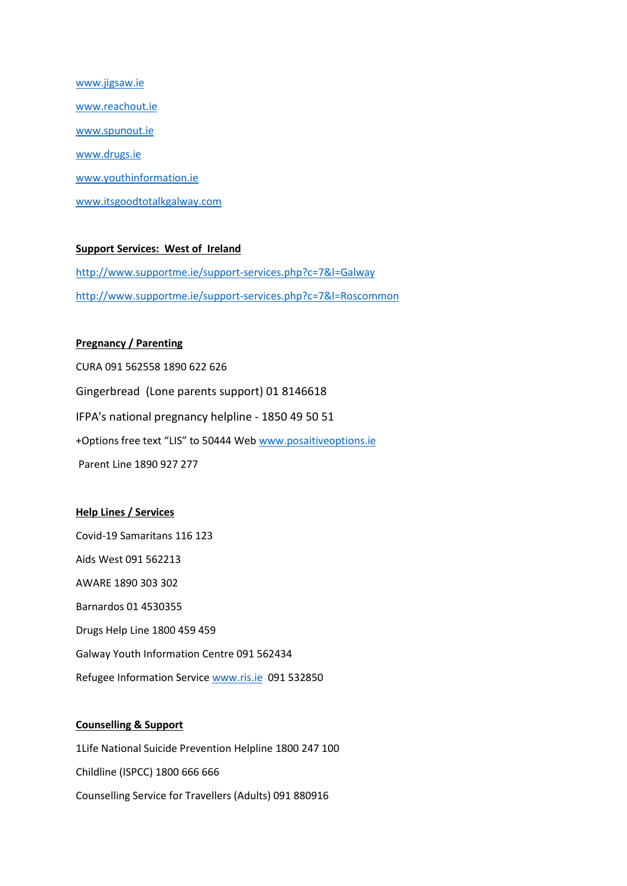www.jigsaw.ie

www.reachout.ie

www.spunout.ie

www.drugs.ie

www.youthinformation.ie

www.itsgoodtotalkgalway.com

**Support Services: West of Ireland**

http://www.supportme.ie/support-services.php?c=7&l=Galway

http://www.supportme.ie/support-services.php?c=7&l=Roscommon

**Pregnancy / Parenting**

CURA 091 562558 1890 622 626

Gingerbread (Lone parents support) 01 8146618

IFPA's national pregnancy helpline - 1850 49 50 51

+Options free text "LIS" to 50444 Web www.posaitiveoptions.ie

Parent Line 1890 927 277

**Help Lines / Services**

Covid-19 Samaritans 116 123

Aids West 091 562213

AWARE 1890 303 302

Barnardos 01 4530355

Drugs Help Line 1800 459 459

Galway Youth Information Centre 091 562434

Refugee Information Service www.ris.ie 091 532850

**Counselling & Support**

1Life National Suicide Prevention Helpline 1800 247 100

Childline (ISPCC) 1800 666 666

Counselling Service for Travellers (Adults) 091 880916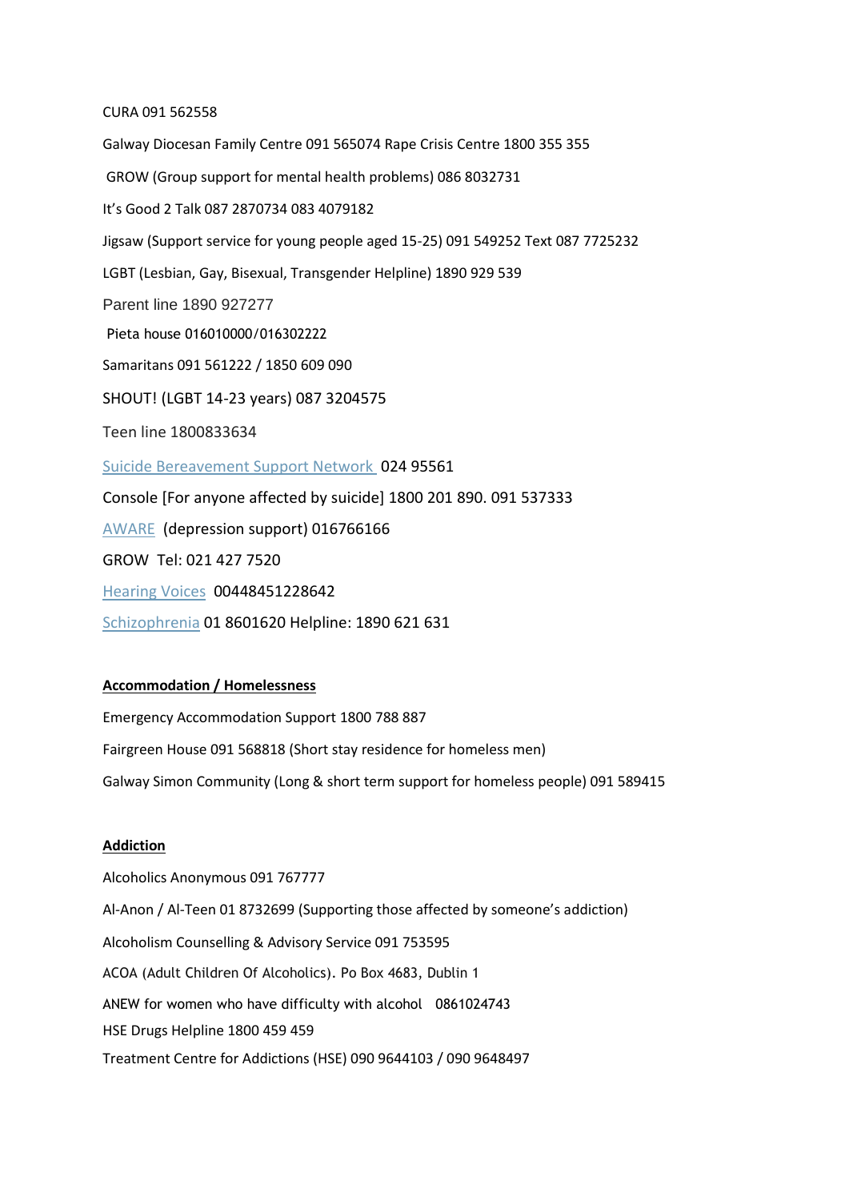CURA 091 562558

Galway Diocesan Family Centre 091 565074 Rape Crisis Centre 1800 355 355

GROW (Group support for mental health problems) 086 8032731

It's Good 2 Talk 087 2870734 083 4079182

Jigsaw (Support service for young people aged 15-25) 091 549252 Text 087 7725232

LGBT (Lesbian, Gay, Bisexual, Transgender Helpline) 1890 929 539

Parent line 1890 927277

Pieta house 016010000/016302222

Samaritans 091 561222 / 1850 609 090

SHOUT! (LGBT 14-23 years) 087 3204575

Teen line 1800833634

Suicide Bereavement Support Network 024 95561

Console [For anyone affected by suicide] 1800 201 890. 091 537333

AWARE (depression support) 016766166

GROW Tel: 021 427 7520

Hearing Voices 00448451228642

Schizophrenia 01 8601620 Helpline: 1890 621 631

**Accommodation / Homelessness**

Emergency Accommodation Support 1800 788 887

Fairgreen House 091 568818 (Short stay residence for homeless men)

Galway Simon Community (Long & short term support for homeless people) 091 589415

**Addiction**

Alcoholics Anonymous 091 767777

Al-Anon / Al-Teen 01 8732699 (Supporting those affected by someone's addiction)

Alcoholism Counselling & Advisory Service 091 753595

ACOA (Adult Children Of Alcoholics). Po Box 4683, Dublin 1

ANEW for women who have difficulty with alcohol 0861024743

HSE Drugs Helpline 1800 459 459

Treatment Centre for Addictions (HSE) 090 9644103 / 090 9648497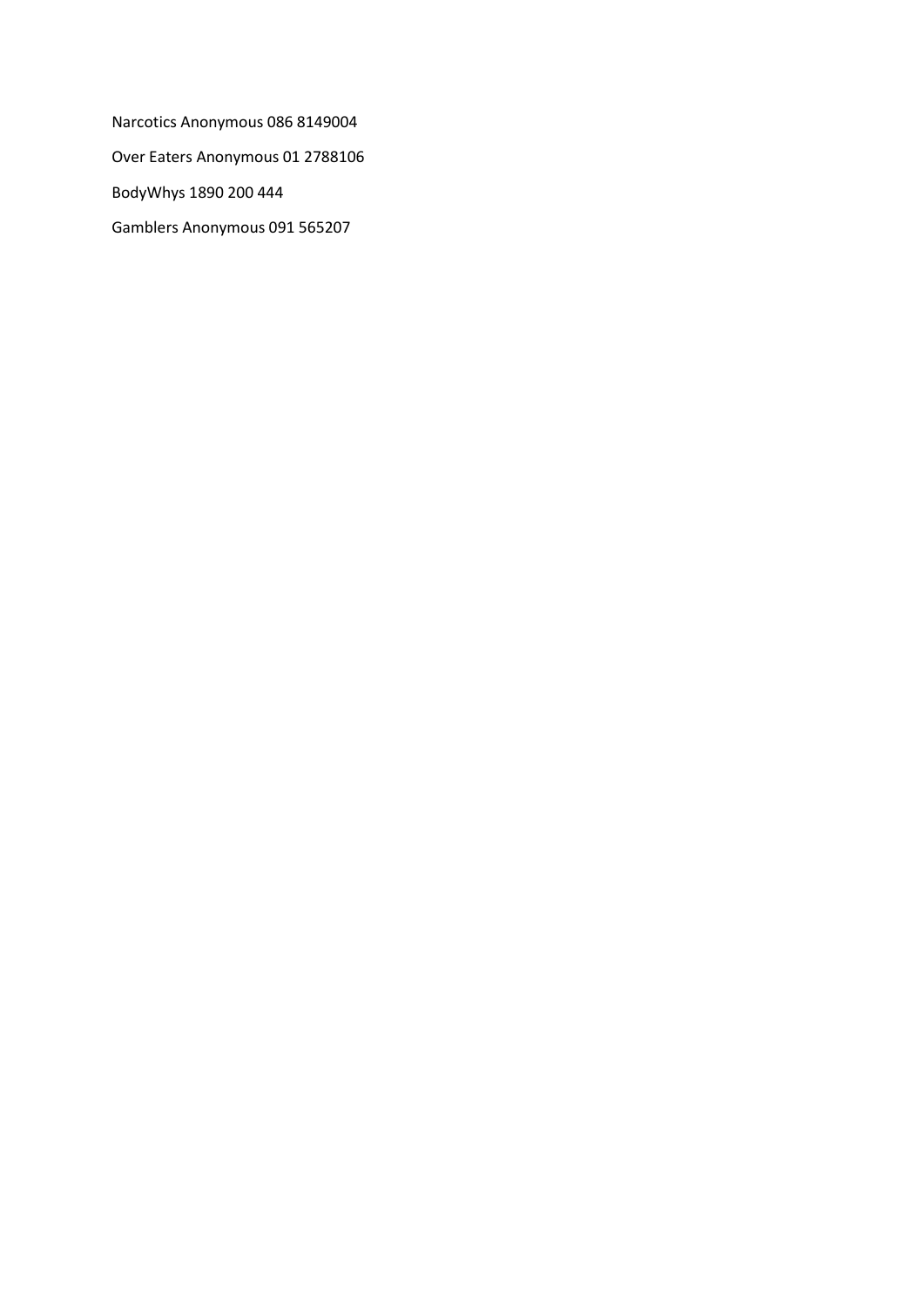Narcotics Anonymous 086 8149004

Over Eaters Anonymous 01 2788106

BodyWhys 1890 200 444

Gamblers Anonymous 091 565207